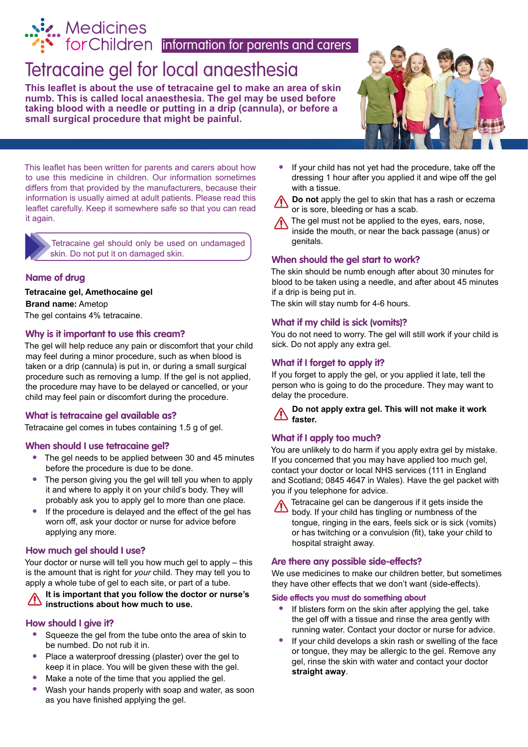Medicines for Children information for parents and carers

# Tetracaine gel for local anaesthesia

**This leaflet is about the use of tetracaine gel to make an area of skin numb. This is called local anaesthesia. The gel may be used before taking blood with a needle or putting in a drip (cannula), or before a small surgical procedure that might be painful.**

This leaflet has been written for parents and carers about how to use this medicine in children. Our information sometimes differs from that provided by the manufacturers, because their information is usually aimed at adult patients. Please read this leaflet carefully. Keep it somewhere safe so that you can read it again.

Tetracaine gel should only be used on undamaged skin. Do not put it on damaged skin.

## Name of drug

**Tetracaine gel, Amethocaine gel**
**Brand name:** Ametop
The gel contains 4% tetracaine.

## Why is it important to use this cream?

The gel will help reduce any pain or discomfort that your child may feel during a minor procedure, such as when blood is taken or a drip (cannula) is put in, or during a small surgical procedure such as removing a lump. If the gel is not applied, the procedure may have to be delayed or cancelled, or your child may feel pain or discomfort during the procedure.

## What is tetracaine gel available as?

Tetracaine gel comes in tubes containing 1.5 g of gel.

## When should I use tetracaine gel?

- The gel needs to be applied between 30 and 45 minutes before the procedure is due to be done.
- The person giving you the gel will tell you when to apply it and where to apply it on your child's body. They will probably ask you to apply gel to more than one place.
- If the procedure is delayed and the effect of the gel has worn off, ask your doctor or nurse for advice before applying any more.

## How much gel should I use?

Your doctor or nurse will tell you how much gel to apply – this is the amount that is right for *your* child. They may tell you to apply a whole tube of gel to each site, or part of a tube.

⚠ **It is important that you follow the doctor or nurse's instructions about how much to use.**

## How should I give it?

- Squeeze the gel from the tube onto the area of skin to be numbed. Do not rub it in.
- Place a waterproof dressing (plaster) over the gel to keep it in place. You will be given these with the gel.
- Make a note of the time that you applied the gel.
- Wash your hands properly with soap and water, as soon as you have finished applying the gel.
- If your child has not yet had the procedure, take off the dressing 1 hour after you applied it and wipe off the gel with a tissue.

⚠ **Do not** apply the gel to skin that has a rash or eczema or is sore, bleeding or has a scab.

⚠ The gel must not be applied to the eyes, ears, nose, inside the mouth, or near the back passage (anus) or genitals.

## When should the gel start to work?

The skin should be numb enough after about 30 minutes for blood to be taken using a needle, and after about 45 minutes if a drip is being put in.

The skin will stay numb for 4-6 hours.

## What if my child is sick (vomits)?

You do not need to worry. The gel will still work if your child is sick. Do not apply any extra gel.

## What if I forget to apply it?

If you forget to apply the gel, or you applied it late, tell the person who is going to do the procedure. They may want to delay the procedure.

⚠ **Do not apply extra gel. This will not make it work faster.**

## What if I apply too much?

You are unlikely to do harm if you apply extra gel by mistake. If you concerned that you may have applied too much gel, contact your doctor or local NHS services (111 in England and Scotland; 0845 4647 in Wales). Have the gel packet with you if you telephone for advice.

⚠ Tetracaine gel can be dangerous if it gets inside the body. If your child has tingling or numbness of the tongue, ringing in the ears, feels sick or is sick (vomits) or has twitching or a convulsion (fit), take your child to hospital straight away.

## Are there any possible side-effects?

We use medicines to make our children better, but sometimes they have other effects that we don't want (side-effects).

### Side effects you must do something about

- If blisters form on the skin after applying the gel, take the gel off with a tissue and rinse the area gently with running water. Contact your doctor or nurse for advice.
- If your child develops a skin rash or swelling of the face or tongue, they may be allergic to the gel. Remove any gel, rinse the skin with water and contact your doctor **straight away**.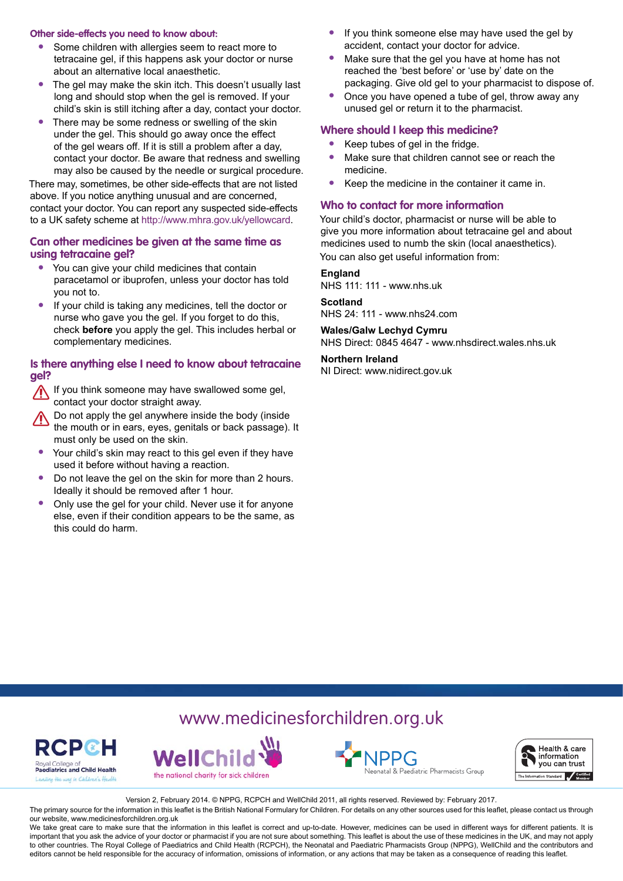## Other side-effects you need to know about:

- Some children with allergies seem to react more to tetracaine gel, if this happens ask your doctor or nurse about an alternative local anaesthetic.
- The gel may make the skin itch. This doesn't usually last long and should stop when the gel is removed. If your child's skin is still itching after a day, contact your doctor.
- There may be some redness or swelling of the skin under the gel. This should go away once the effect of the gel wears off. If it is still a problem after a day, contact your doctor. Be aware that redness and swelling may also be caused by the needle or surgical procedure.

There may, sometimes, be other side-effects that are not listed above. If you notice anything unusual and are concerned, contact your doctor. You can report any suspected side-effects to a UK safety scheme at http://www.mhra.gov.uk/yellowcard.

## Can other medicines be given at the same time as using tetracaine gel?

- You can give your child medicines that contain paracetamol or ibuprofen, unless your doctor has told you not to.
- If your child is taking any medicines, tell the doctor or nurse who gave you the gel. If you forget to do this, check **before** you apply the gel. This includes herbal or complementary medicines.

## Is there anything else I need to know about tetracaine gel?

- ⚠ If you think someone may have swallowed some gel, contact your doctor straight away.
- ⚠ Do not apply the gel anywhere inside the body (inside the mouth or in ears, eyes, genitals or back passage). It must only be used on the skin.
- Your child's skin may react to this gel even if they have used it before without having a reaction.
- Do not leave the gel on the skin for more than 2 hours. Ideally it should be removed after 1 hour.
- Only use the gel for your child. Never use it for anyone else, even if their condition appears to be the same, as this could do harm.
- If you think someone else may have used the gel by accident, contact your doctor for advice.
- Make sure that the gel you have at home has not reached the 'best before' or 'use by' date on the packaging. Give old gel to your pharmacist to dispose of.
- Once you have opened a tube of gel, throw away any unused gel or return it to the pharmacist.

## Where should I keep this medicine?

- Keep tubes of gel in the fridge.
- Make sure that children cannot see or reach the medicine.
- Keep the medicine in the container it came in.

## Who to contact for more information

Your child's doctor, pharmacist or nurse will be able to give you more information about tetracaine gel and about medicines used to numb the skin (local anaesthetics).

You can also get useful information from:

**England**
NHS 111: 111 - www.nhs.uk

**Scotland**
NHS 24: 111 - www.nhs24.com

**Wales/Galw Lechyd Cymru**
NHS Direct: 0845 4647 - www.nhsdirect.wales.nhs.uk

**Northern Ireland**
NI Direct: www.nidirect.gov.uk

www.medicinesforchildren.org.uk

RCPCH Royal College of Paediatrics and Child Health — Leading the way in Children's Health

WellChild — the national charity for sick children

NPPG Neonatal & Paediatric Pharmacists Group

Health & care information you can trust — The Information Standard — Certified Member

Version 2, February 2014. © NPPG, RCPCH and WellChild 2011, all rights reserved. Reviewed by: February 2017.

The primary source for the information in this leaflet is the British National Formulary for Children. For details on any other sources used for this leaflet, please contact us through our website, www.medicinesforchildren.org.uk

We take great care to make sure that the information in this leaflet is correct and up-to-date. However, medicines can be used in different ways for different patients. It is important that you ask the advice of your doctor or pharmacist if you are not sure about something. This leaflet is about the use of these medicines in the UK, and may not apply to other countries. The Royal College of Paediatrics and Child Health (RCPCH), the Neonatal and Paediatric Pharmacists Group (NPPG), WellChild and the contributors and editors cannot be held responsible for the accuracy of information, omissions of information, or any actions that may be taken as a consequence of reading this leaflet.